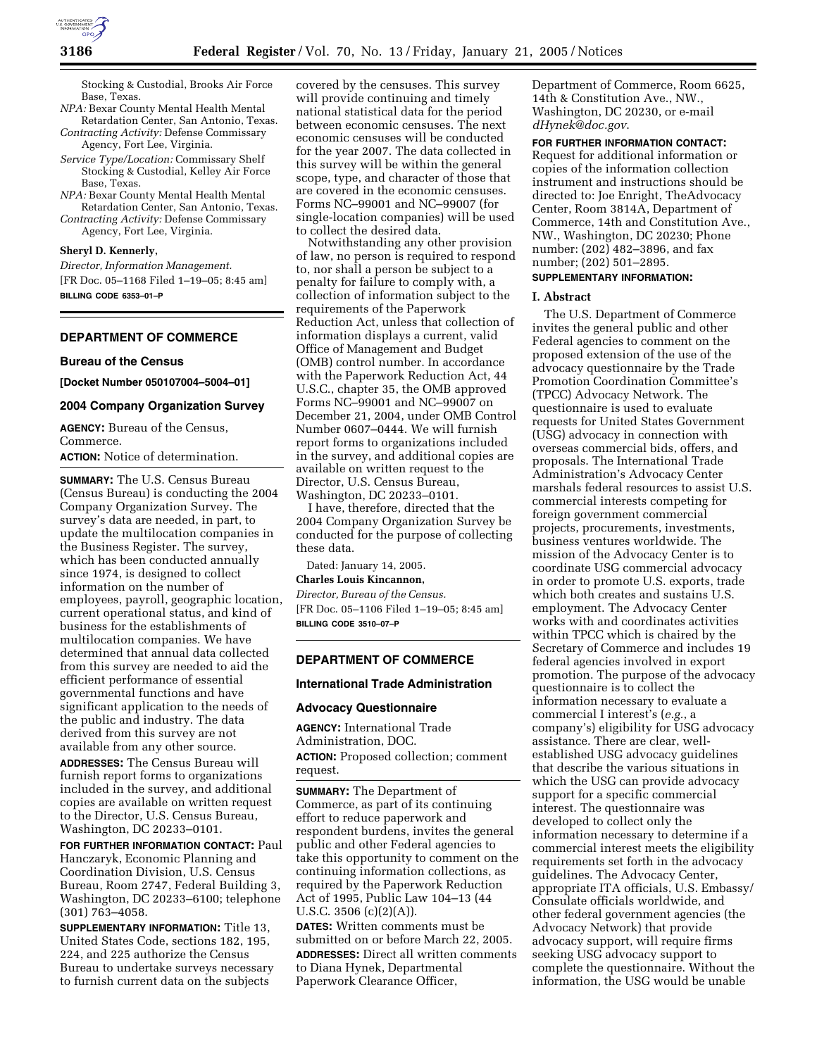Stocking & Custodial, Brooks Air Force Base, Texas.

*NPA:* Bexar County Mental Health Mental Retardation Center, San Antonio, Texas.

*Contracting Activity:* Defense Commissary Agency, Fort Lee, Virginia.

*Service Type/Location:* Commissary Shelf Stocking & Custodial, Kelley Air Force Base, Texas.

*NPA:* Bexar County Mental Health Mental Retardation Center, San Antonio, Texas.

*Contracting Activity:* Defense Commissary Agency, Fort Lee, Virginia.

**Sheryl D. Kennerly,**

*Director, Information Management.*

[FR Doc. 05–1168 Filed 1–19–05; 8:45 am]

**BILLING CODE 6353–01–P**

## DEPARTMENT OF COMMERCE

### Bureau of the Census

**[Docket Number 050107004–5004–01]**

### 2004 Company Organization Survey

**AGENCY:** Bureau of the Census, Commerce.

**ACTION:** Notice of determination.

**SUMMARY:** The U.S. Census Bureau (Census Bureau) is conducting the 2004 Company Organization Survey. The survey's data are needed, in part, to update the multilocation companies in the Business Register. The survey, which has been conducted annually since 1974, is designed to collect information on the number of employees, payroll, geographic location, current operational status, and kind of business for the establishments of multilocation companies. We have determined that annual data collected from this survey are needed to aid the efficient performance of essential governmental functions and have significant application to the needs of the public and industry. The data derived from this survey are not available from any other source.

**ADDRESSES:** The Census Bureau will furnish report forms to organizations included in the survey, and additional copies are available on written request to the Director, U.S. Census Bureau, Washington, DC 20233–0101.

**FOR FURTHER INFORMATION CONTACT:** Paul Hanczaryk, Economic Planning and Coordination Division, U.S. Census Bureau, Room 2747, Federal Building 3, Washington, DC 20233–6100; telephone (301) 763–4058.

**SUPPLEMENTARY INFORMATION:** Title 13, United States Code, sections 182, 195, 224, and 225 authorize the Census Bureau to undertake surveys necessary to furnish current data on the subjects covered by the censuses. This survey will provide continuing and timely national statistical data for the period between economic censuses. The next economic censuses will be conducted for the year 2007. The data collected in this survey will be within the general scope, type, and character of those that are covered in the economic censuses. Forms NC–99001 and NC–99007 (for single-location companies) will be used to collect the desired data.

Notwithstanding any other provision of law, no person is required to respond to, nor shall a person be subject to a penalty for failure to comply with, a collection of information subject to the requirements of the Paperwork Reduction Act, unless that collection of information displays a current, valid Office of Management and Budget (OMB) control number. In accordance with the Paperwork Reduction Act, 44 U.S.C., chapter 35, the OMB approved Forms NC–99001 and NC–99007 on December 21, 2004, under OMB Control Number 0607–0444. We will furnish report forms to organizations included in the survey, and additional copies are available on written request to the Director, U.S. Census Bureau, Washington, DC 20233–0101.

I have, therefore, directed that the 2004 Company Organization Survey be conducted for the purpose of collecting these data.

Dated: January 14, 2005.

**Charles Louis Kincannon,**

*Director, Bureau of the Census.*

[FR Doc. 05–1106 Filed 1–19–05; 8:45 am]

**BILLING CODE 3510–07–P**

## DEPARTMENT OF COMMERCE

### International Trade Administration

### Advocacy Questionnaire

**AGENCY:** International Trade Administration, DOC.

**ACTION:** Proposed collection; comment request.

**SUMMARY:** The Department of Commerce, as part of its continuing effort to reduce paperwork and respondent burdens, invites the general public and other Federal agencies to take this opportunity to comment on the continuing information collections, as required by the Paperwork Reduction Act of 1995, Public Law 104–13 (44 U.S.C. 3506 (c)(2)(A)).

**DATES:** Written comments must be submitted on or before March 22, 2005.

**ADDRESSES:** Direct all written comments to Diana Hynek, Departmental Paperwork Clearance Officer, Department of Commerce, Room 6625, 14th & Constitution Ave., NW., Washington, DC 20230, or e-mail *dHynek@doc.gov*.

**FOR FURTHER INFORMATION CONTACT:** Request for additional information or copies of the information collection instrument and instructions should be directed to: Joe Enright, TheAdvocacy Center, Room 3814A, Department of Commerce, 14th and Constitution Ave., NW., Washington, DC 20230; Phone number: (202) 482–3896, and fax number; (202) 501–2895.

**SUPPLEMENTARY INFORMATION:**

**I. Abstract**

The U.S. Department of Commerce invites the general public and other Federal agencies to comment on the proposed extension of the use of the advocacy questionnaire by the Trade Promotion Coordination Committee's (TPCC) Advocacy Network. The questionnaire is used to evaluate requests for United States Government (USG) advocacy in connection with overseas commercial bids, offers, and proposals. The International Trade Administration's Advocacy Center marshals federal resources to assist U.S. commercial interests competing for foreign government commercial projects, procurements, investments, business ventures worldwide. The mission of the Advocacy Center is to coordinate USG commercial advocacy in order to promote U.S. exports, trade which both creates and sustains U.S. employment. The Advocacy Center works with and coordinates activities within TPCC which is chaired by the Secretary of Commerce and includes 19 federal agencies involved in export promotion. The purpose of the advocacy questionnaire is to collect the information necessary to evaluate a commercial I interest's (*e.g.*, a company's) eligibility for USG advocacy assistance. There are clear, well-established USG advocacy guidelines that describe the various situations in which the USG can provide advocacy support for a specific commercial interest. The questionnaire was developed to collect only the information necessary to determine if a commercial interest meets the eligibility requirements set forth in the advocacy guidelines. The Advocacy Center, appropriate ITA officials, U.S. Embassy/Consulate officials worldwide, and other federal government agencies (the Advocacy Network) that provide advocacy support, will require firms seeking USG advocacy support to complete the questionnaire. Without the information, the USG would be unable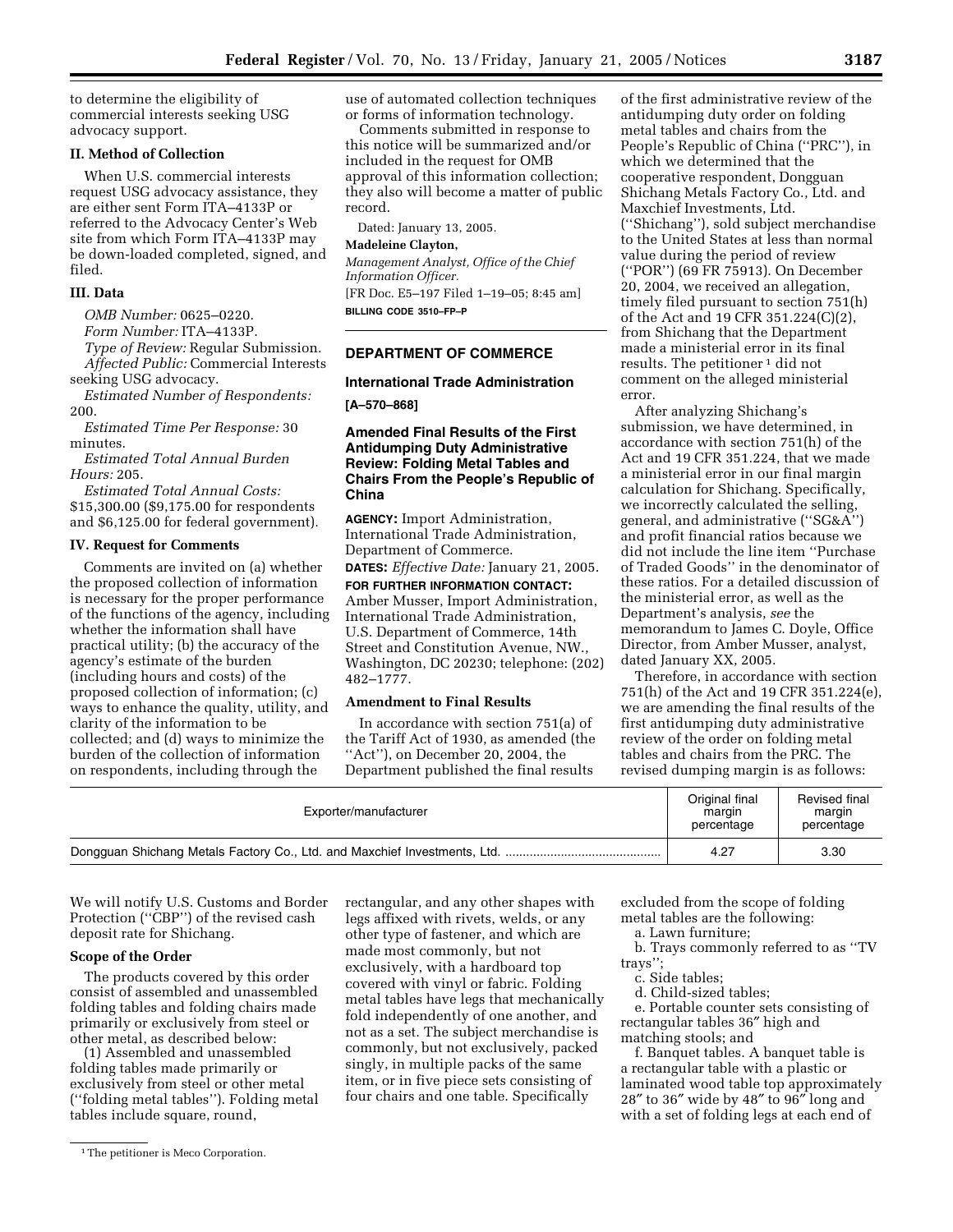to determine the eligibility of commercial interests seeking USG advocacy support.

### II. Method of Collection

When U.S. commercial interests request USG advocacy assistance, they are either sent Form ITA–4133P or referred to the Advocacy Center's Web site from which Form ITA–4133P may be down-loaded completed, signed, and filed.

### III. Data

*OMB Number:* 0625–0220.

*Form Number:* ITA–4133P.

*Type of Review:* Regular Submission.

*Affected Public:* Commercial Interests seeking USG advocacy.

*Estimated Number of Respondents:* 200.

*Estimated Time Per Response:* 30 minutes.

*Estimated Total Annual Burden Hours:* 205.

*Estimated Total Annual Costs:* $15,300.00 ($9,175.00 for respondents and $6,125.00 for federal government).

### IV. Request for Comments

Comments are invited on (a) whether the proposed collection of information is necessary for the proper performance of the functions of the agency, including whether the information shall have practical utility; (b) the accuracy of the agency's estimate of the burden (including hours and costs) of the proposed collection of information; (c) ways to enhance the quality, utility, and clarity of the information to be collected; and (d) ways to minimize the burden of the collection of information on respondents, including through the use of automated collection techniques or forms of information technology.

Comments submitted in response to this notice will be summarized and/or included in the request for OMB approval of this information collection; they also will become a matter of public record.

Dated: January 13, 2005.

**Madeleine Clayton,**

*Management Analyst, Office of the Chief Information Officer.*

[FR Doc. E5–197 Filed 1–19–05; 8:45 am]

**BILLING CODE 3510–FP–P**

---

## DEPARTMENT OF COMMERCE

### International Trade Administration

**[A–570–868]**

## Amended Final Results of the First Antidumping Duty Administrative Review: Folding Metal Tables and Chairs From the People's Republic of China

**AGENCY:** Import Administration, International Trade Administration, Department of Commerce.

**DATES:** *Effective Date:* January 21, 2005.

**FOR FURTHER INFORMATION CONTACT:** Amber Musser, Import Administration, International Trade Administration, U.S. Department of Commerce, 14th Street and Constitution Avenue, NW., Washington, DC 20230; telephone: (202) 482–1777.

### Amendment to Final Results

In accordance with section 751(a) of the Tariff Act of 1930, as amended (the "Act"), on December 20, 2004, the Department published the final results of the first administrative review of the antidumping duty order on folding metal tables and chairs from the People's Republic of China ("PRC"), in which we determined that the cooperative respondent, Dongguan Shichang Metals Factory Co., Ltd. and Maxchief Investments, Ltd. ("Shichang"), sold subject merchandise to the United States at less than normal value during the period of review ("POR") (69 FR 75913). On December 20, 2004, we received an allegation, timely filed pursuant to section 751(h) of the Act and 19 CFR 351.224(C)(2), from Shichang that the Department made a ministerial error in its final results. The petitioner[1] did not comment on the alleged ministerial error.

After analyzing Shichang's submission, we have determined, in accordance with section 751(h) of the Act and 19 CFR 351.224, that we made a ministerial error in our final margin calculation for Shichang. Specifically, we incorrectly calculated the selling, general, and administrative ("SG&A") and profit financial ratios because we did not include the line item "Purchase of Traded Goods" in the denominator of these ratios. For a detailed discussion of the ministerial error, as well as the Department's analysis, *see* the memorandum to James C. Doyle, Office Director, from Amber Musser, analyst, dated January XX, 2005.

Therefore, in accordance with section 751(h) of the Act and 19 CFR 351.224(e), we are amending the final results of the first antidumping duty administrative review of the order on folding metal tables and chairs from the PRC. The revised dumping margin is as follows:

| Exporter/manufacturer | Original final margin percentage | Revised final margin percentage |
|---|---|---|
| Dongguan Shichang Metals Factory Co., Ltd. and Maxchief Investments, Ltd. | 4.27 | 3.30 |

We will notify U.S. Customs and Border Protection ("CBP") of the revised cash deposit rate for Shichang.

### Scope of the Order

The products covered by this order consist of assembled and unassembled folding tables and folding chairs made primarily or exclusively from steel or other metal, as described below:

(1) Assembled and unassembled folding tables made primarily or exclusively from steel or other metal ("folding metal tables"). Folding metal tables include square, round, rectangular, and any other shapes with legs affixed with rivets, welds, or any other type of fastener, and which are made most commonly, but not exclusively, with a hardboard top covered with vinyl or fabric. Folding metal tables have legs that mechanically fold independently of one another, and not as a set. The subject merchandise is commonly, but not exclusively, packed singly, in multiple packs of the same item, or in five piece sets consisting of four chairs and one table. Specifically excluded from the scope of folding metal tables are the following:

a. Lawn furniture;

b. Trays commonly referred to as "TV trays";

c. Side tables;

d. Child-sized tables;

e. Portable counter sets consisting of rectangular tables 36″ high and matching stools; and

f. Banquet tables. A banquet table is a rectangular table with a plastic or laminated wood table top approximately 28″ to 36″ wide by 48″ to 96″ long and with a set of folding legs at each end of

---

[1] The petitioner is Meco Corporation.